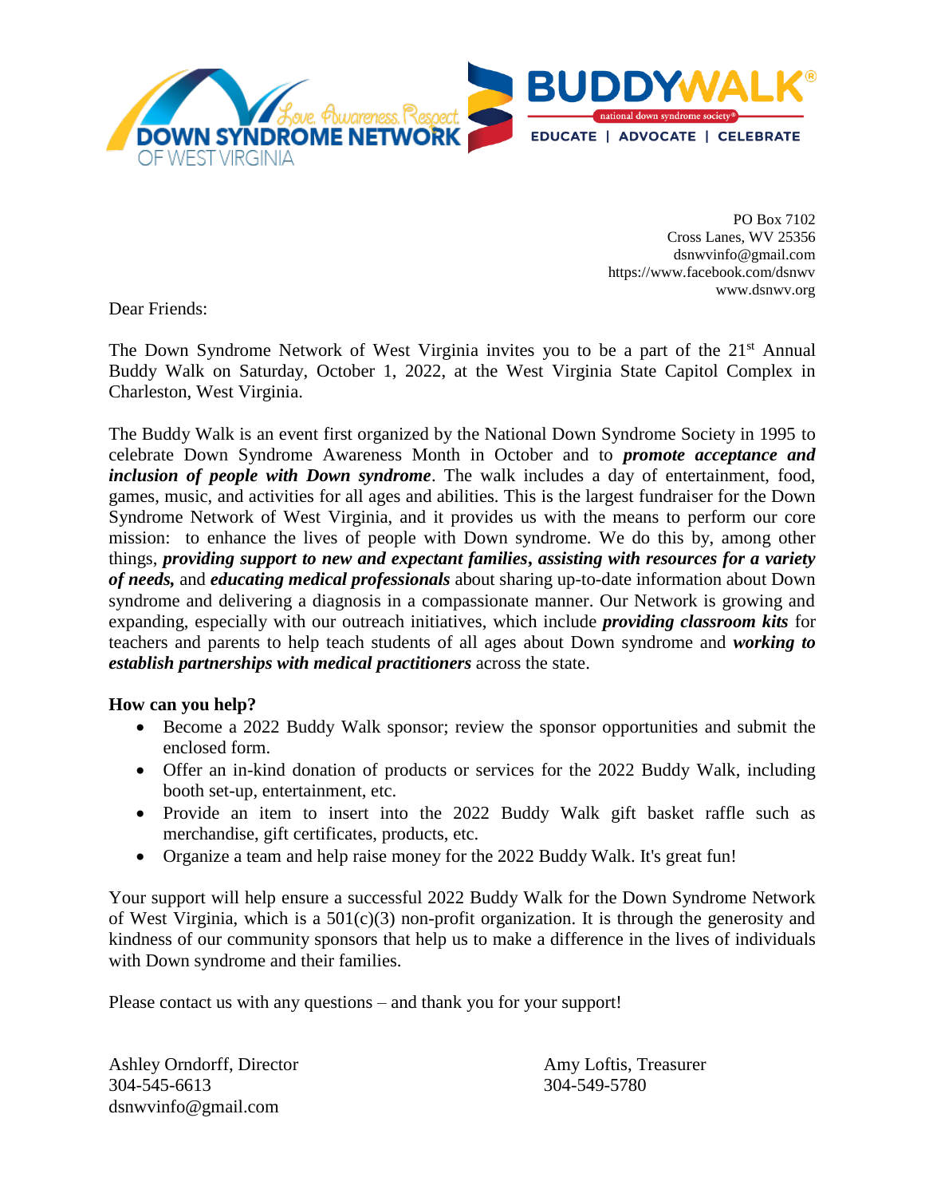DOWN SYNDROME NETWORK OF WEST VIRGINIA — Love, Awareness, Respect.

BUDDYWALK® — national down syndrome society® — EDUCATE | ADVOCATE | CELEBRATE

PO Box 7102
Cross Lanes, WV 25356
dsnwvinfo@gmail.com
https://www.facebook.com/dsnwv
www.dsnwv.org

Dear Friends:

The Down Syndrome Network of West Virginia invites you to be a part of the 21st Annual Buddy Walk on Saturday, October 1, 2022, at the West Virginia State Capitol Complex in Charleston, West Virginia.

The Buddy Walk is an event first organized by the National Down Syndrome Society in 1995 to celebrate Down Syndrome Awareness Month in October and to ***promote acceptance and inclusion of people with Down syndrome***. The walk includes a day of entertainment, food, games, music, and activities for all ages and abilities. This is the largest fundraiser for the Down Syndrome Network of West Virginia, and it provides us with the means to perform our core mission: to enhance the lives of people with Down syndrome. We do this by, among other things, ***providing support to new and expectant families***, ***assisting with resources for a variety of needs,*** and ***educating medical professionals*** about sharing up-to-date information about Down syndrome and delivering a diagnosis in a compassionate manner. Our Network is growing and expanding, especially with our outreach initiatives, which include ***providing classroom kits*** for teachers and parents to help teach students of all ages about Down syndrome and ***working to establish partnerships with medical practitioners*** across the state.

**How can you help?**

- Become a 2022 Buddy Walk sponsor; review the sponsor opportunities and submit the enclosed form.
- Offer an in-kind donation of products or services for the 2022 Buddy Walk, including booth set-up, entertainment, etc.
- Provide an item to insert into the 2022 Buddy Walk gift basket raffle such as merchandise, gift certificates, products, etc.
- Organize a team and help raise money for the 2022 Buddy Walk. It's great fun!

Your support will help ensure a successful 2022 Buddy Walk for the Down Syndrome Network of West Virginia, which is a 501(c)(3) non-profit organization. It is through the generosity and kindness of our community sponsors that help us to make a difference in the lives of individuals with Down syndrome and their families.

Please contact us with any questions – and thank you for your support!

Ashley Orndorff, Director
304-545-6613
dsnwvinfo@gmail.com

Amy Loftis, Treasurer
304-549-5780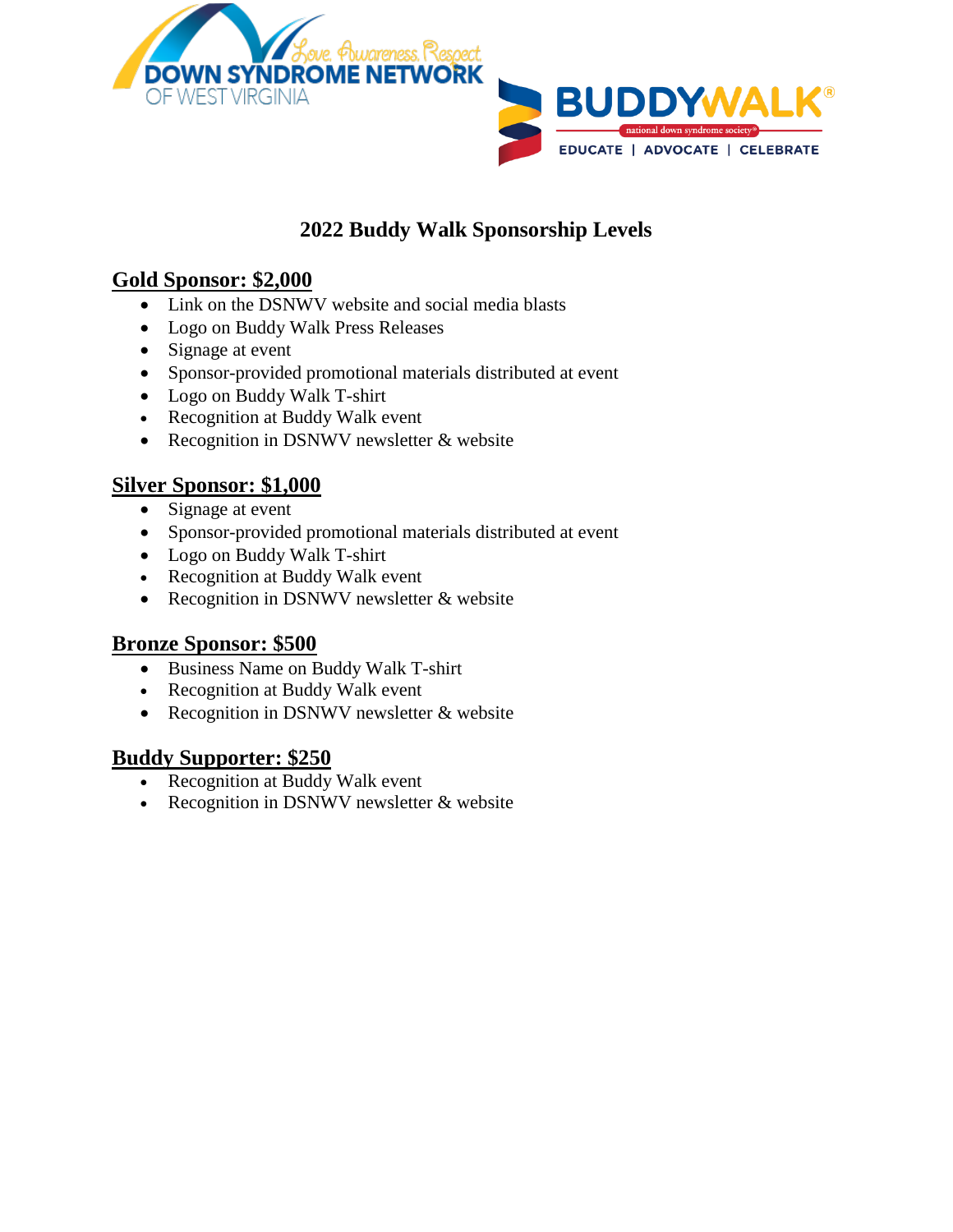# 2022 Buddy Walk Sponsorship Levels

## Gold Sponsor: $2,000

- Link on the DSNWV website and social media blasts
- Logo on Buddy Walk Press Releases
- Signage at event
- Sponsor-provided promotional materials distributed at event
- Logo on Buddy Walk T-shirt
- Recognition at Buddy Walk event
- Recognition in DSNWV newsletter & website

## Silver Sponsor: $1,000

- Signage at event
- Sponsor-provided promotional materials distributed at event
- Logo on Buddy Walk T-shirt
- Recognition at Buddy Walk event
- Recognition in DSNWV newsletter & website

## Bronze Sponsor: $500

- Business Name on Buddy Walk T-shirt
- Recognition at Buddy Walk event
- Recognition in DSNWV newsletter & website

## Buddy Supporter: $250

- Recognition at Buddy Walk event
- Recognition in DSNWV newsletter & website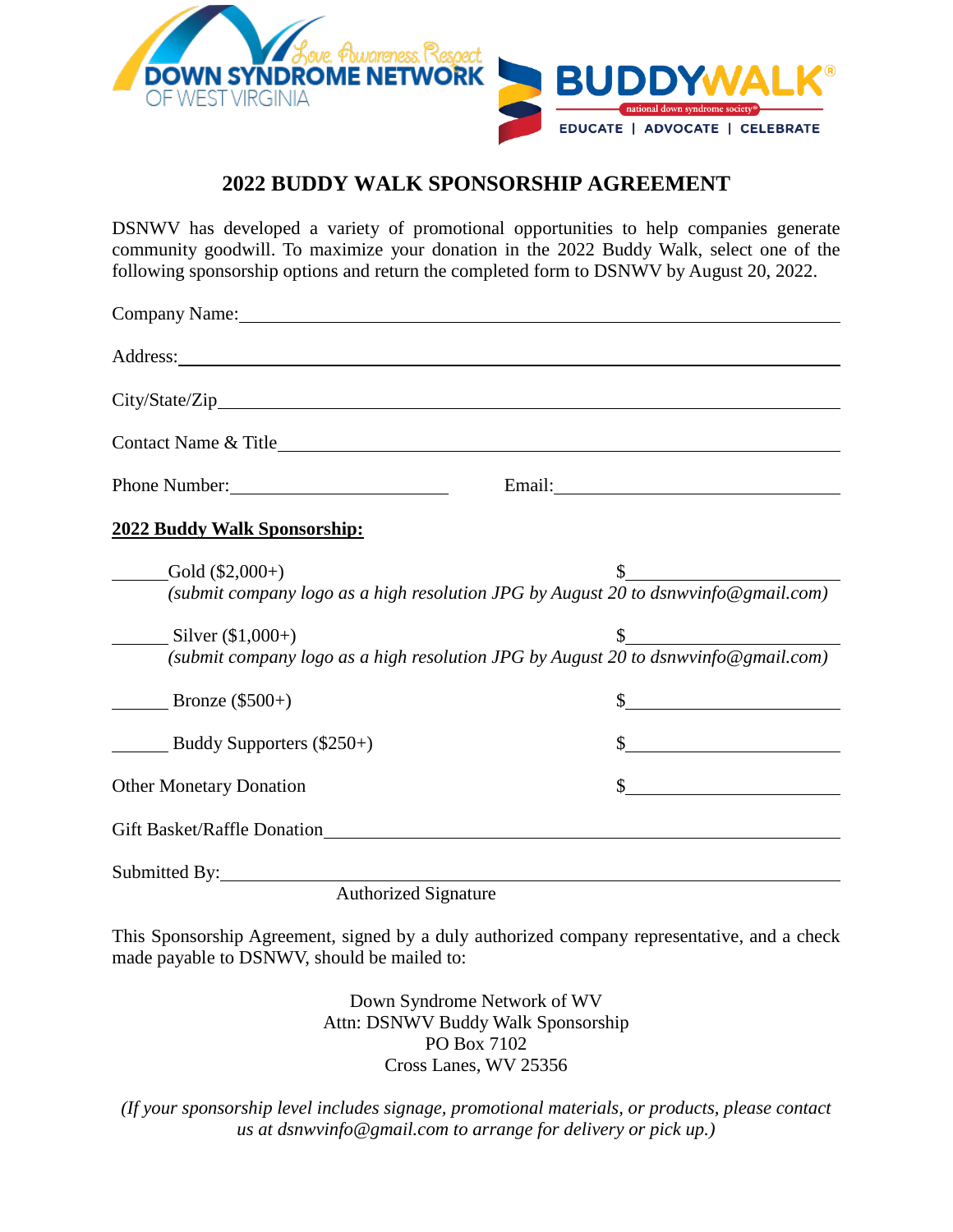# 2022 BUDDY WALK SPONSORSHIP AGREEMENT

DSNWV has developed a variety of promotional opportunities to help companies generate community goodwill. To maximize your donation in the 2022 Buddy Walk, select one of the following sponsorship options and return the completed form to DSNWV by August 20, 2022.

Company Name: ______________________________

Address: ______________________________

City/State/Zip ______________________________

Contact Name & Title ______________________________

Phone Number: ______________ Email: ______________

**2022 Buddy Walk Sponsorship:**

______ Gold ($2,000+) $______________
*(submit company logo as a high resolution JPG by August 20 to dsnwvinfo@gmail.com)*

______ Silver ($1,000+) $______________
*(submit company logo as a high resolution JPG by August 20 to dsnwvinfo@gmail.com)*

______ Bronze ($500+) $______________

______ Buddy Supporters ($250+) $______________

Other Monetary Donation $______________

Gift Basket/Raffle Donation ______________________________

Submitted By: ______________________________
Authorized Signature

This Sponsorship Agreement, signed by a duly authorized company representative, and a check made payable to DSNWV, should be mailed to:

Down Syndrome Network of WV
Attn: DSNWV Buddy Walk Sponsorship
PO Box 7102
Cross Lanes, WV 25356

*(If your sponsorship level includes signage, promotional materials, or products, please contact us at dsnwvinfo@gmail.com to arrange for delivery or pick up.)*